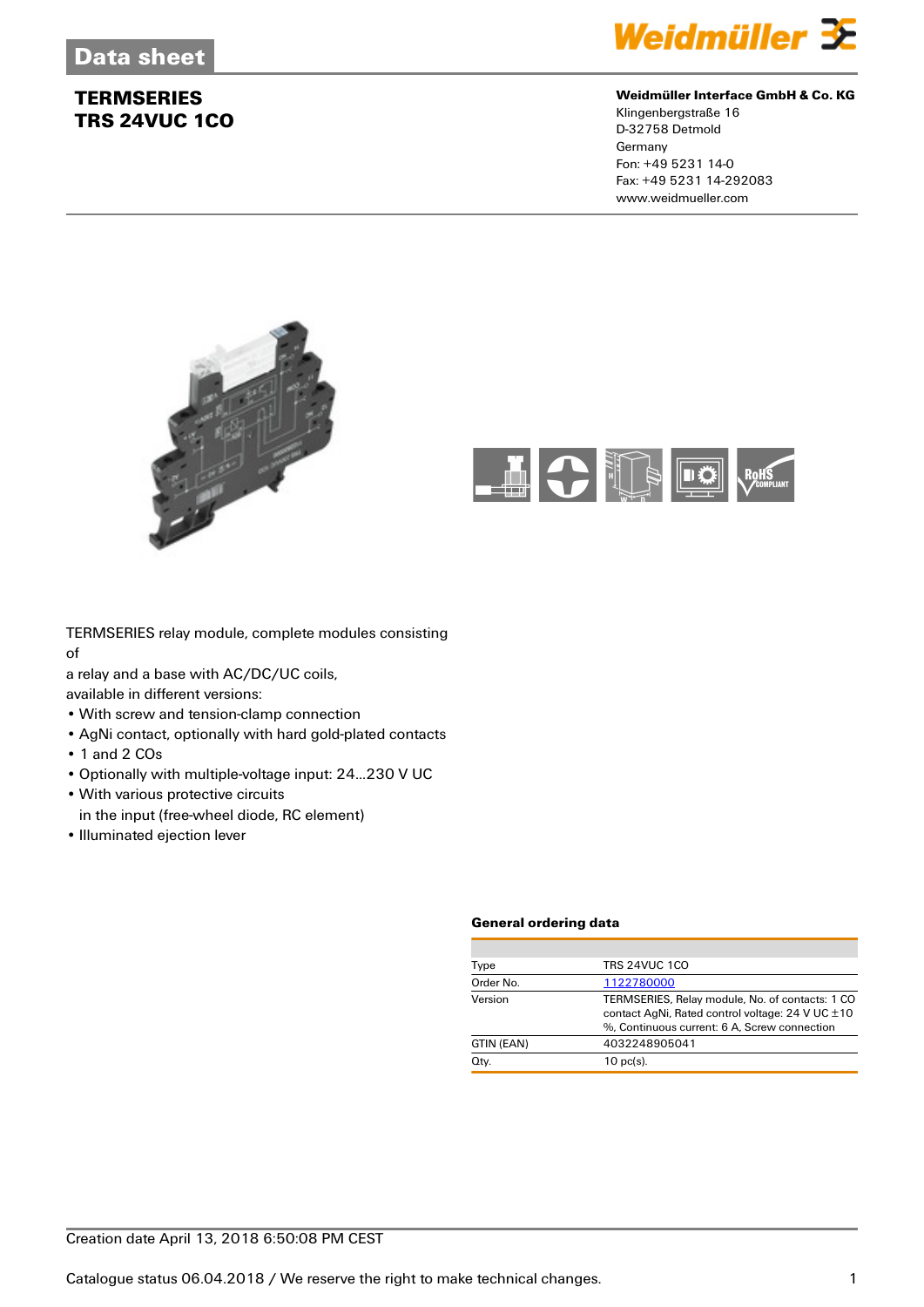# Data sheet

## TERMSERIES
## TRS 24VUC 1CO

**Weidmüller Interface GmbH & Co. KG**
Klingenbergstraße 16
D-32758 Detmold
Germany
Fon: +49 5231 14-0
Fax: +49 5231 14-292083
www.weidmueller.com

TERMSERIES relay module, complete modules consisting of
a relay and a base with AC/DC/UC coils,
available in different versions:

- With screw and tension-clamp connection
- AgNi contact, optionally with hard gold-plated contacts
- 1 and 2 COs
- Optionally with multiple-voltage input: 24...230 V UC
- With various protective circuits
  in the input (free-wheel diode, RC element)
- Illuminated ejection lever

### General ordering data

| | |
|---|---|
| Type | TRS 24VUC 1CO |
| Order No. | 1122780000 |
| Version | TERMSERIES, Relay module, No. of contacts: 1 CO contact AgNi, Rated control voltage: 24 V UC ±10 %, Continuous current: 6 A, Screw connection |
| GTIN (EAN) | 4032248905041 |
| Qty. | 10 pc(s). |

Creation date April 13, 2018 6:50:08 PM CEST

Catalogue status 06.04.2018 / We reserve the right to make technical changes.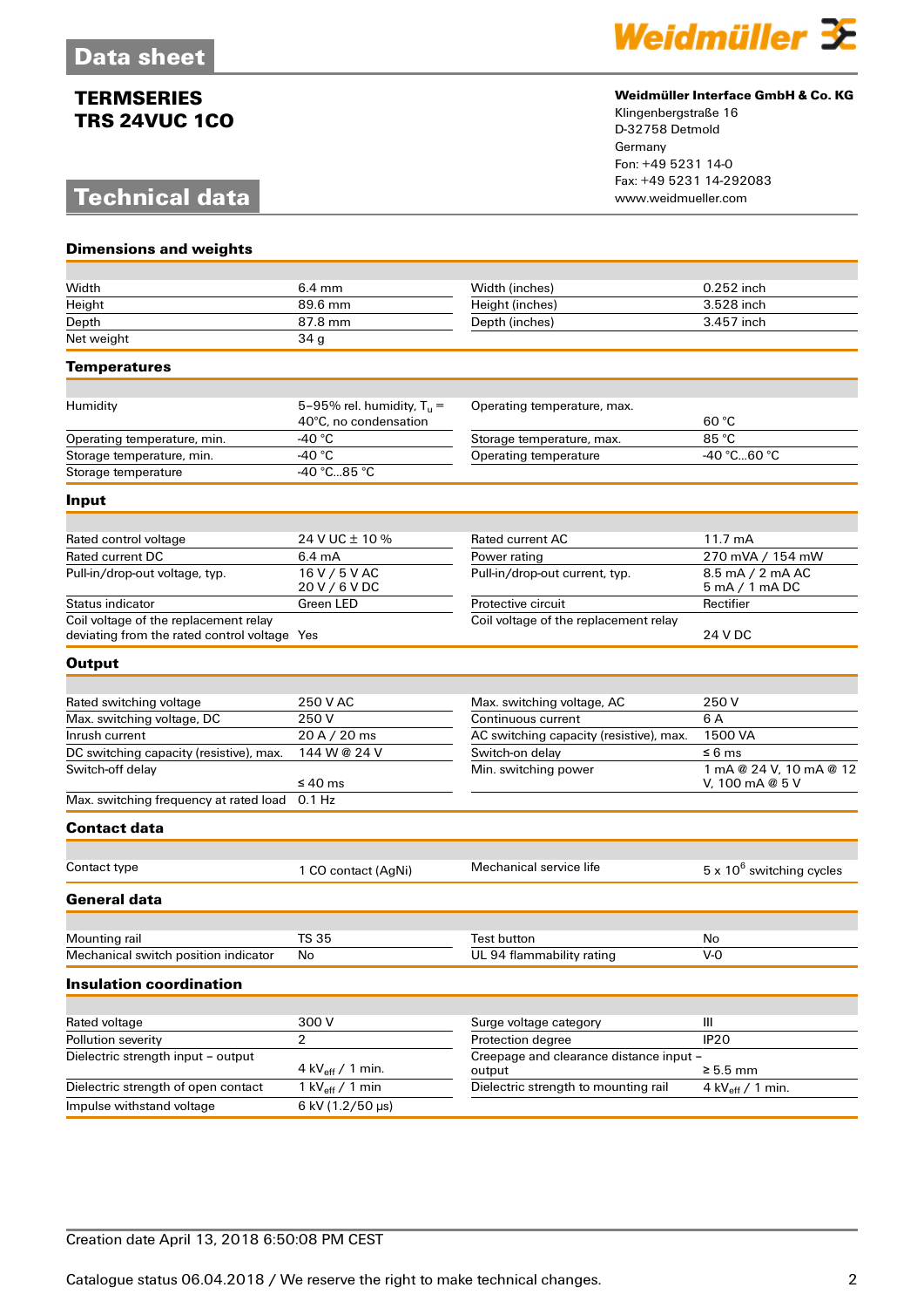**Data sheet**

## TERMSERIES
## TRS 24VUC 1CO

**Weidmüller Interface GmbH & Co. KG**
Klingenbergstraße 16
D-32758 Detmold
Germany
Fon: +49 5231 14-0
Fax: +49 5231 14-292083
www.weidmueller.com

# Technical data

### Dimensions and weights

| | | | |
|---|---|---|---|
| Width | 6.4 mm | Width (inches) | 0.252 inch |
| Height | 89.6 mm | Height (inches) | 3.528 inch |
| Depth | 87.8 mm | Depth (inches) | 3.457 inch |
| Net weight | 34 g | | |

### Temperatures

| | | | |
|---|---|---|---|
| Humidity | 5–95% rel. humidity, $T_u$ = 40°C, no condensation | Operating temperature, max. | 60 °C |
| Operating temperature, min. | -40 °C | Storage temperature, max. | 85 °C |
| Storage temperature, min. | -40 °C | Operating temperature | -40 °C...60 °C |
| Storage temperature | -40 °C...85 °C | | |

### Input

| | | | |
|---|---|---|---|
| Rated control voltage | 24 V UC ± 10 % | Rated current AC | 11.7 mA |
| Rated current DC | 6.4 mA | Power rating | 270 mVA / 154 mW |
| Pull-in/drop-out voltage, typ. | 16 V / 5 V AC<br>20 V / 6 V DC | Pull-in/drop-out current, typ. | 8.5 mA / 2 mA AC<br>5 mA / 1 mA DC |
| Status indicator | Green LED | Protective circuit | Rectifier |
| Coil voltage of the replacement relay deviating from the rated control voltage | Yes | Coil voltage of the replacement relay | 24 V DC |

### Output

| | | | |
|---|---|---|---|
| Rated switching voltage | 250 V AC | Max. switching voltage, AC | 250 V |
| Max. switching voltage, DC | 250 V | Continuous current | 6 A |
| Inrush current | 20 A / 20 ms | AC switching capacity (resistive), max. | 1500 VA |
| DC switching capacity (resistive), max. | 144 W @ 24 V | Switch-on delay | ≤ 6 ms |
| Switch-off delay | ≤ 40 ms | Min. switching power | 1 mA @ 24 V, 10 mA @ 12 V, 100 mA @ 5 V |
| Max. switching frequency at rated load | 0.1 Hz | | |

### Contact data

| | | | |
|---|---|---|---|
| Contact type | 1 CO contact (AgNi) | Mechanical service life | 5 x $10^6$ switching cycles |

### General data

| | | | |
|---|---|---|---|
| Mounting rail | TS 35 | Test button | No |
| Mechanical switch position indicator | No | UL 94 flammability rating | V-0 |

### Insulation coordination

| | | | |
|---|---|---|---|
| Rated voltage | 300 V | Surge voltage category | III |
| Pollution severity | 2 | Protection degree | IP20 |
| Dielectric strength input - output | 4 $kV_{eff}$ / 1 min. | Creepage and clearance distance input - output | ≥ 5.5 mm |
| Dielectric strength of open contact | 1 $kV_{eff}$ / 1 min | Dielectric strength to mounting rail | 4 $kV_{eff}$ / 1 min. |
| Impulse withstand voltage | 6 kV (1.2/50 µs) | | |

Creation date April 13, 2018 6:50:08 PM CEST

Catalogue status 06.04.2018 / We reserve the right to make technical changes.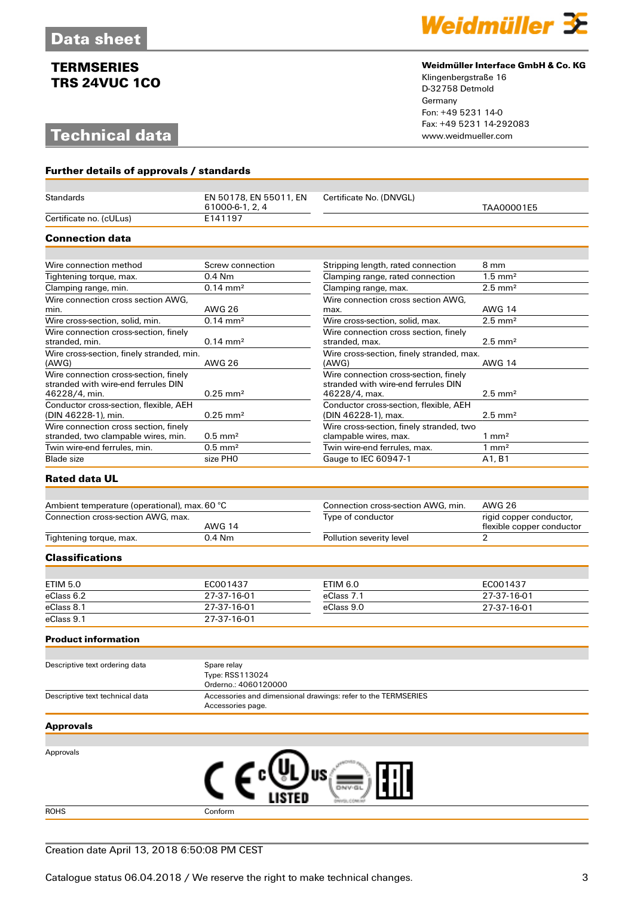# Data sheet

## TERMSERIES
## TRS 24VUC 1CO

**Weidmüller Interface GmbH & Co. KG**
Klingenbergstraße 16
D-32758 Detmold
Germany
Fon: +49 5231 14-0
Fax: +49 5231 14-292083
www.weidmueller.com

# Technical data

### Further details of approvals / standards

| | | | |
|---|---|---|---|
| Standards | EN 50178, EN 55011, EN 61000-6-1, 2, 4 | Certificate No. (DNVGL) | TAA00001E5 |
| Certificate no. (cULus) | E141197 | | |

### Connection data

| | | | |
|---|---|---|---|
| Wire connection method | Screw connection | Stripping length, rated connection | 8 mm |
| Tightening torque, max. | 0.4 Nm | Clamping range, rated connection | 1.5 mm² |
| Clamping range, min. | 0.14 mm² | Clamping range, max. | 2.5 mm² |
| Wire connection cross section AWG, min. | AWG 26 | Wire connection cross section AWG, max. | AWG 14 |
| Wire cross-section, solid, min. | 0.14 mm² | Wire cross-section, solid, max. | 2.5 mm² |
| Wire connection cross-section, finely stranded, min. | 0.14 mm² | Wire connection cross section, finely stranded, max. | 2.5 mm² |
| Wire cross-section, finely stranded, min. (AWG) | AWG 26 | Wire cross-section, finely stranded, max. (AWG) | AWG 14 |
| Wire connection cross-section, finely stranded with wire-end ferrules DIN 46228/4, min. | 0.25 mm² | Wire connection cross-section, finely stranded with wire-end ferrules DIN 46228/4, max. | 2.5 mm² |
| Conductor cross-section, flexible, AEH (DIN 46228-1), min. | 0.25 mm² | Conductor cross-section, flexible, AEH (DIN 46228-1), max. | 2.5 mm² |
| Wire connection cross section, finely stranded, two clampable wires, min. | 0.5 mm² | Wire cross-section, finely stranded, two clampable wires, max. | 1 mm² |
| Twin wire-end ferrules, min. | 0.5 mm² | Twin wire-end ferrules, max. | 1 mm² |
| Blade size | size PH0 | Gauge to IEC 60947-1 | A1, B1 |

### Rated data UL

| | | | |
|---|---|---|---|
| Ambient temperature (operational), max. | 60 °C | Connection cross-section AWG, min. | AWG 26 |
| Connection cross-section AWG, max. | AWG 14 | Type of conductor | rigid copper conductor, flexible copper conductor |
| Tightening torque, max. | 0.4 Nm | Pollution severity level | 2 |

### Classifications

| | | | |
|---|---|---|---|
| ETIM 5.0 | EC001437 | ETIM 6.0 | EC001437 |
| eClass 6.2 | 27-37-16-01 | eClass 7.1 | 27-37-16-01 |
| eClass 8.1 | 27-37-16-01 | eClass 9.0 | 27-37-16-01 |
| eClass 9.1 | 27-37-16-01 | | |

### Product information

| | |
|---|---|
| Descriptive text ordering data | Spare relay<br>Type: RSS113024<br>Orderno.: 4060120000 |
| Descriptive text technical data | Accessories and dimensional drawings: refer to the TERMSERIES Accessories page. |

### Approvals

| | |
|---|---|
| Approvals | CE, cULus LISTED, DNV·GL, EAC |
| ROHS | Conform |

Creation date April 13, 2018 6:50:08 PM CEST

Catalogue status 06.04.2018 / We reserve the right to make technical changes.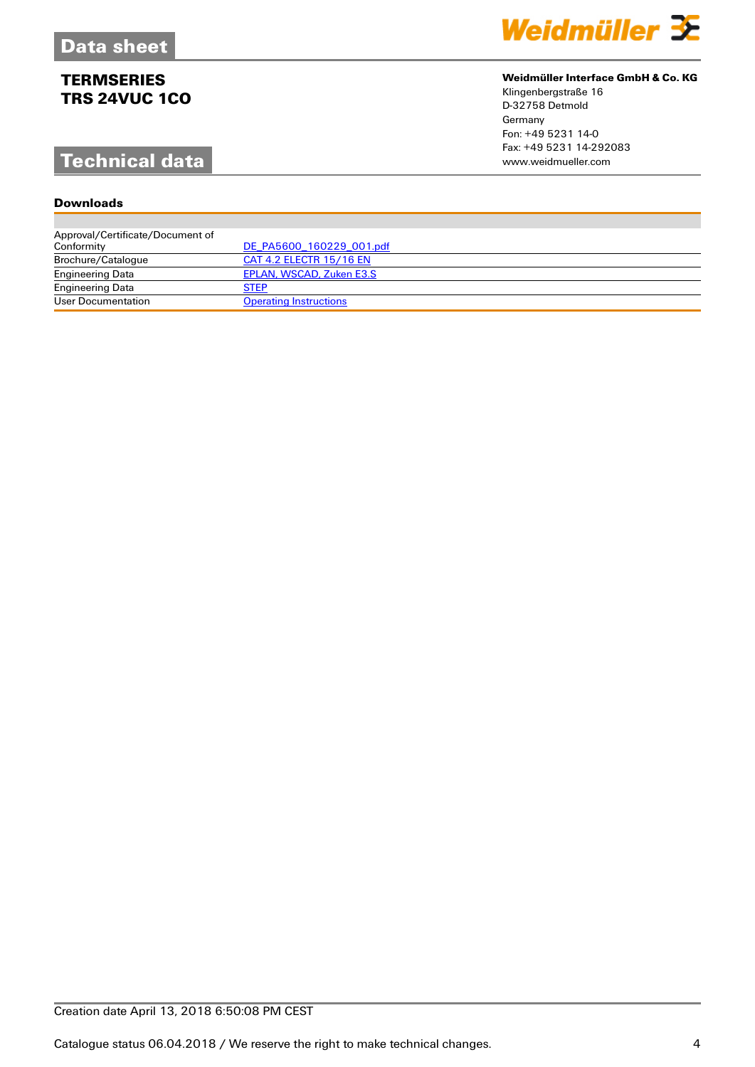# Data sheet

## TERMSERIES
## TRS 24VUC 1CO

**Weidmüller Interface GmbH & Co. KG**
Klingenbergstraße 16
D-32758 Detmold
Germany
Fon: +49 5231 14-0
Fax: +49 5231 14-292083
www.weidmueller.com

# Technical data

### Downloads

| | |
|---|---|
| Approval/Certificate/Document of Conformity | DE_PA5600_160229_001.pdf |
| Brochure/Catalogue | CAT 4.2 ELECTR 15/16 EN |
| Engineering Data | EPLAN, WSCAD, Zuken E3.S |
| Engineering Data | STEP |
| User Documentation | Operating Instructions |

Creation date April 13, 2018 6:50:08 PM CEST

Catalogue status 06.04.2018 / We reserve the right to make technical changes.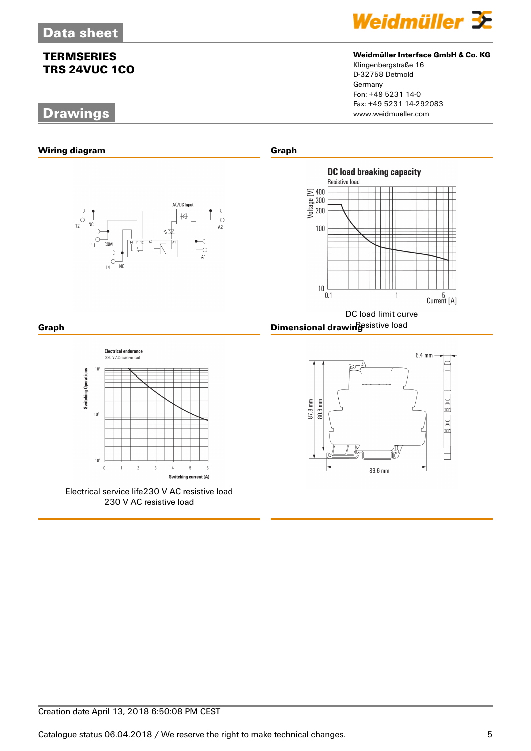## Drawings

### Wiring diagram

### Graph

DC load limit curve
Resistive load

### Graph

Electrical service life230 V AC resistive load
230 V AC resistive load

### Dimensional drawing

Creation date April 13, 2018 6:50:08 PM CEST

Catalogue status 06.04.2018 / We reserve the right to make technical changes.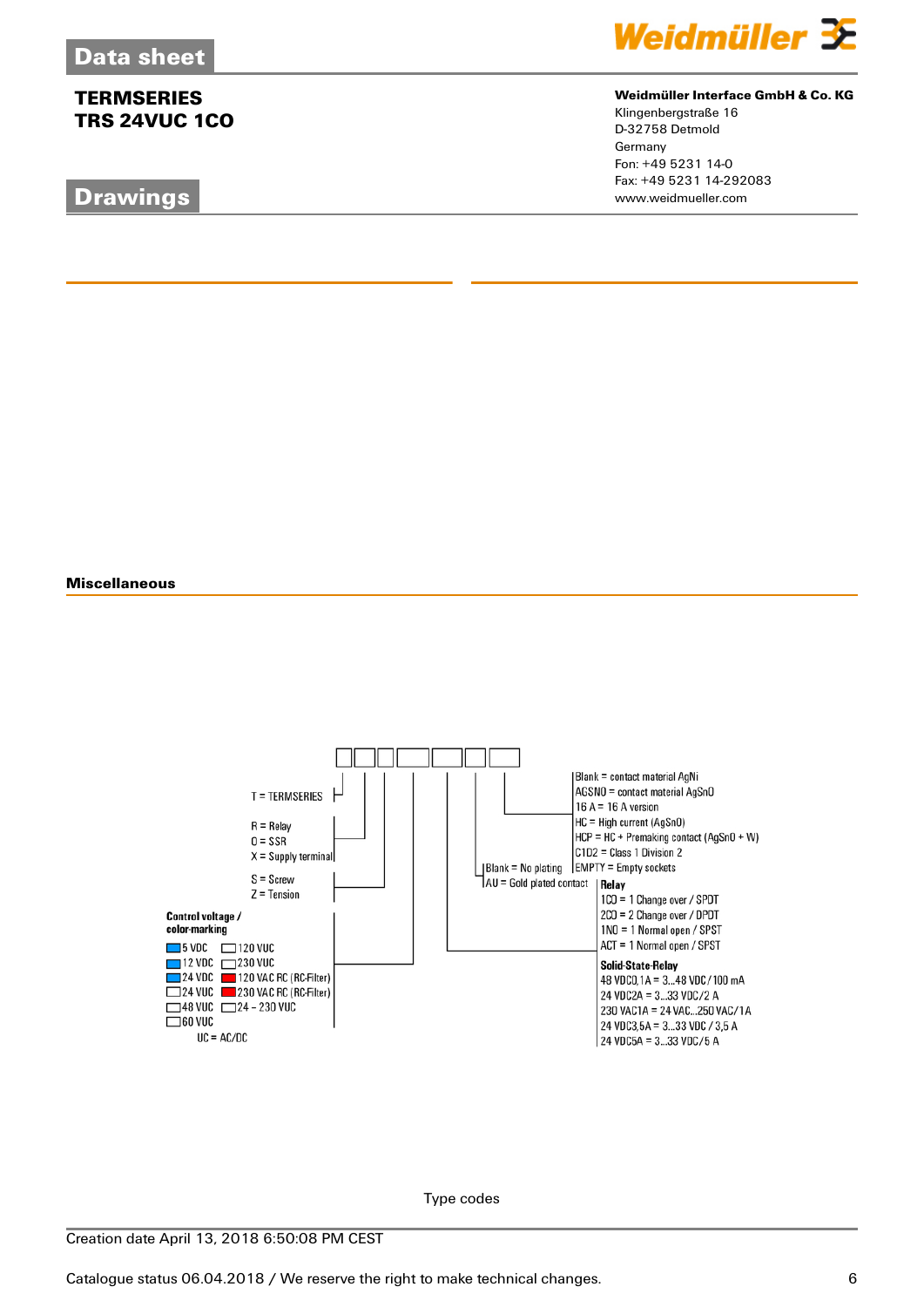# TERMSERIES
# TRS 24VUC 1CO

**Weidmüller Interface GmbH & Co. KG**
Klingenbergstraße 16
D-32758 Detmold
Germany
Fon: +49 5231 14-0
Fax: +49 5231 14-292083
www.weidmueller.com

## Drawings

### Miscellaneous

T = TERMSERIES

R = Relay
O = SSR
X = Supply terminal

S = Screw
Z = Tension

Control voltage / color-marking

5 VDC
12 VDC
24 VDC
24 VUC
48 VUC
60 VUC
120 VUC
230 VUC
120 VAC RC (RC-Filter)
230 VAC RC (RC-Filter)
24 – 230 VUC

UC = AC/DC

Blank = No plating
AU = Gold plated contact

Blank = contact material AgNi
AGSNO = contact material AgSnO
16 A = 16 A version
HC = High current (AgSnO)
HCP = HC + Premaking contact (AgSnO + W)
C1D2 = Class 1 Division 2
EMPTY = Empty sockets

**Relay**
1CO = 1 Change over / SPDT
2CO = 2 Change over / DPDT
1NO = 1 Normal open / SPST
ACT = 1 Normel open / SPST

**Solid-State-Relay**
48 VDC0,1A = 3...48 VDC / 100 mA
24 VDC2A = 3...33 VDC / 2 A
230 VAC1A = 24 VAC...250 VAC / 1A
24 VDC3,5A = 3...33 VDC / 3,5 A
24 VDC5A = 3...33 VDC / 5 A

Type codes

Creation date April 13, 2018 6:50:08 PM CEST

Catalogue status 06.04.2018 / We reserve the right to make technical changes.